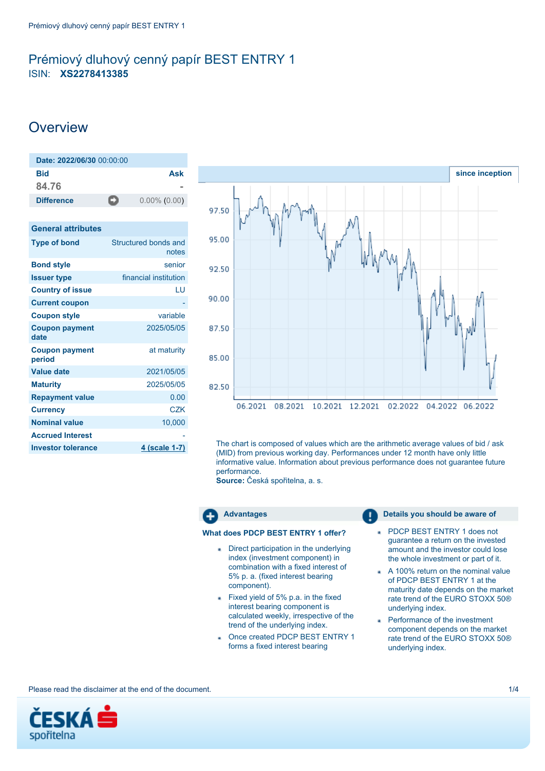# Prémiový dluhový cenný papír BEST ENTRY 1

ISIN: **XS2278413385**

## Overview

| Date: 2022/06/30 00:00:00 | |
|---|---|
| **Bid** | **Ask** |
| 84.76 | - |
| **Difference** | 0.00% (0.00) |

| General attributes | |
|---|---|
| **Type of bond** | Structured bonds and notes |
| **Bond style** | senior |
| **Issuer type** | financial institution |
| **Country of issue** | LU |
| **Current coupon** | - |
| **Coupon style** | variable |
| **Coupon payment date** | 2025/05/05 |
| **Coupon payment period** | at maturity |
| **Value date** | 2021/05/05 |
| **Maturity** | 2025/05/05 |
| **Repayment value** | 0.00 |
| **Currency** | CZK |
| **Nominal value** | 10,000 |
| **Accrued Interest** | - |
| **Investor tolerance** | 4 (scale 1-7) |

since inception

The chart is composed of values which are the arithmetic average values of bid / ask (MID) from previous working day. Performances under 12 month have only little informative value. Information about previous performance does not guarantee future performance.
**Source:** Česká spořitelna, a. s.

### Advantages

**What does PDCP BEST ENTRY 1 offer?**

- Direct participation in the underlying index (investment component) in combination with a fixed interest of 5% p. a. (fixed interest bearing component).
- Fixed yield of 5% p.a. in the fixed interest bearing component is calculated weekly, irrespective of the trend of the underlying index.
- Once created PDCP BEST ENTRY 1 forms a fixed interest bearing

### Details you should be aware of

- PDCP BEST ENTRY 1 does not guarantee a return on the invested amount and the investor could lose the whole investment or part of it.
- A 100% return on the nominal value of PDCP BEST ENTRY 1 at the maturity date depends on the market rate trend of the EURO STOXX 50® underlying index.
- Performance of the investment component depends on the market rate trend of the EURO STOXX 50® underlying index.

Please read the disclaimer at the end of the document.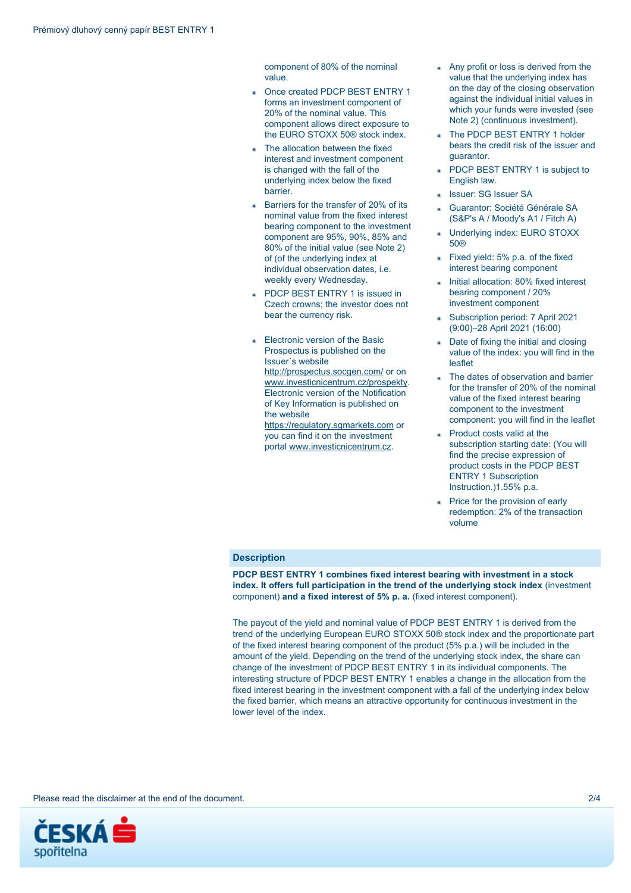component of 80% of the nominal value.

- Once created PDCP BEST ENTRY 1 forms an investment component of 20% of the nominal value. This component allows direct exposure to the EURO STOXX 50® stock index.
- The allocation between the fixed interest and investment component is changed with the fall of the underlying index below the fixed barrier.
- Barriers for the transfer of 20% of its nominal value from the fixed interest bearing component to the investment component are 95%, 90%, 85% and 80% of the initial value (see Note 2) of (of the underlying index at individual observation dates, i.e. weekly every Wednesday.
- PDCP BEST ENTRY 1 is issued in Czech crowns; the investor does not bear the currency risk.
- Electronic version of the Basic Prospectus is published on the Issuer´s website http://prospectus.socgen.com/ or on www.investicnicentrum.cz/prospekty. Electronic version of the Notification of Key Information is published on the website https://regulatory.sgmarkets.com or you can find it on the investment portal www.investicnicentrum.cz.
- Any profit or loss is derived from the value that the underlying index has on the day of the closing observation against the individual initial values in which your funds were invested (see Note 2) (continuous investment).
- The PDCP BEST ENTRY 1 holder bears the credit risk of the issuer and guarantor.
- PDCP BEST ENTRY 1 is subject to English law.
- Issuer: SG Issuer SA
- Guarantor: Société Générale SA (S&P's A / Moody's A1 / Fitch A)
- Underlying index: EURO STOXX 50®
- Fixed yield: 5% p.a. of the fixed interest bearing component
- Initial allocation: 80% fixed interest bearing component / 20% investment component
- Subscription period: 7 April 2021 (9:00)–28 April 2021 (16:00)
- Date of fixing the initial and closing value of the index: you will find in the leaflet
- The dates of observation and barrier for the transfer of 20% of the nominal value of the fixed interest bearing component to the investment component: you will find in the leaflet
- Product costs valid at the subscription starting date: (You will find the precise expression of product costs in the PDCP BEST ENTRY 1 Subscription Instruction.)1.55% p.a.
- Price for the provision of early redemption: 2% of the transaction volume

## Description

**PDCP BEST ENTRY 1 combines fixed interest bearing with investment in a stock index. It offers full participation in the trend of the underlying stock index** (investment component) **and a fixed interest of 5% p. a.** (fixed interest component).

The payout of the yield and nominal value of PDCP BEST ENTRY 1 is derived from the trend of the underlying European EURO STOXX 50® stock index and the proportionate part of the fixed interest bearing component of the product (5% p.a.) will be included in the amount of the yield. Depending on the trend of the underlying stock index, the share can change of the investment of PDCP BEST ENTRY 1 in its individual components. The interesting structure of PDCP BEST ENTRY 1 enables a change in the allocation from the fixed interest bearing in the investment component with a fall of the underlying index below the fixed barrier, which means an attractive opportunity for continuous investment in the lower level of the index.

Please read the disclaimer at the end of the document.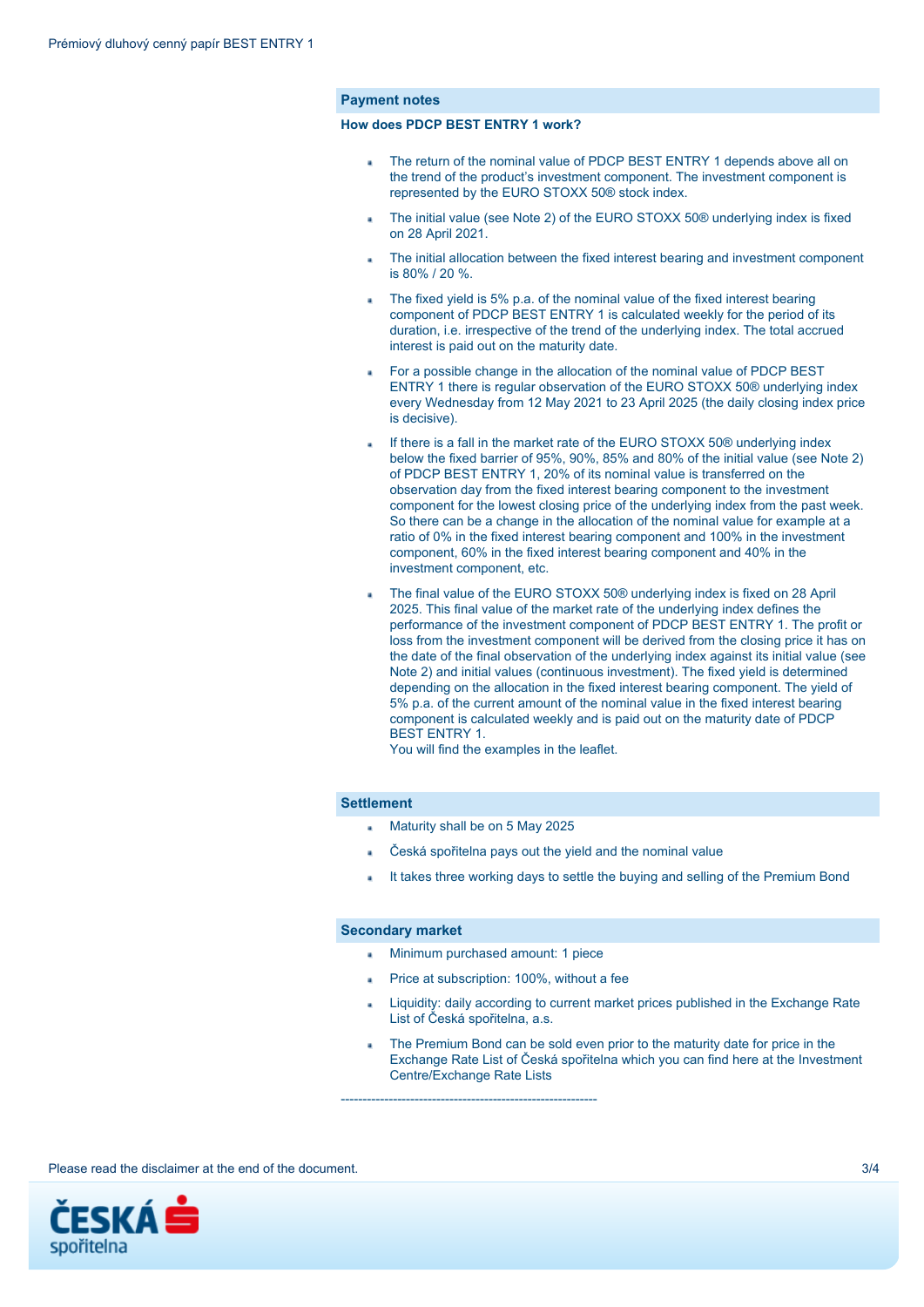## Payment notes

**How does PDCP BEST ENTRY 1 work?**

- The return of the nominal value of PDCP BEST ENTRY 1 depends above all on the trend of the product's investment component. The investment component is represented by the EURO STOXX 50® stock index.
- The initial value (see Note 2) of the EURO STOXX 50® underlying index is fixed on 28 April 2021.
- The initial allocation between the fixed interest bearing and investment component is 80% / 20 %.
- The fixed yield is 5% p.a. of the nominal value of the fixed interest bearing component of PDCP BEST ENTRY 1 is calculated weekly for the period of its duration, i.e. irrespective of the trend of the underlying index. The total accrued interest is paid out on the maturity date.
- For a possible change in the allocation of the nominal value of PDCP BEST ENTRY 1 there is regular observation of the EURO STOXX 50® underlying index every Wednesday from 12 May 2021 to 23 April 2025 (the daily closing index price is decisive).
- If there is a fall in the market rate of the EURO STOXX 50® underlying index below the fixed barrier of 95%, 90%, 85% and 80% of the initial value (see Note 2) of PDCP BEST ENTRY 1, 20% of its nominal value is transferred on the observation day from the fixed interest bearing component to the investment component for the lowest closing price of the underlying index from the past week. So there can be a change in the allocation of the nominal value for example at a ratio of 0% in the fixed interest bearing component and 100% in the investment component, 60% in the fixed interest bearing component and 40% in the investment component, etc.
- The final value of the EURO STOXX 50® underlying index is fixed on 28 April 2025. This final value of the market rate of the underlying index defines the performance of the investment component of PDCP BEST ENTRY 1. The profit or loss from the investment component will be derived from the closing price it has on the date of the final observation of the underlying index against its initial value (see Note 2) and initial values (continuous investment). The fixed yield is determined depending on the allocation in the fixed interest bearing component. The yield of 5% p.a. of the current amount of the nominal value in the fixed interest bearing component is calculated weekly and is paid out on the maturity date of PDCP BEST ENTRY 1.
  You will find the examples in the leaflet.

## Settlement

- Maturity shall be on 5 May 2025
- Česká spořitelna pays out the yield and the nominal value
- It takes three working days to settle the buying and selling of the Premium Bond

## Secondary market

- Minimum purchased amount: 1 piece
- Price at subscription: 100%, without a fee
- Liquidity: daily according to current market prices published in the Exchange Rate List of Česká spořitelna, a.s.
- The Premium Bond can be sold even prior to the maturity date for price in the Exchange Rate List of Česká spořitelna which you can find here at the Investment Centre/Exchange Rate Lists

------------------------------------------------------------

Please read the disclaimer at the end of the document.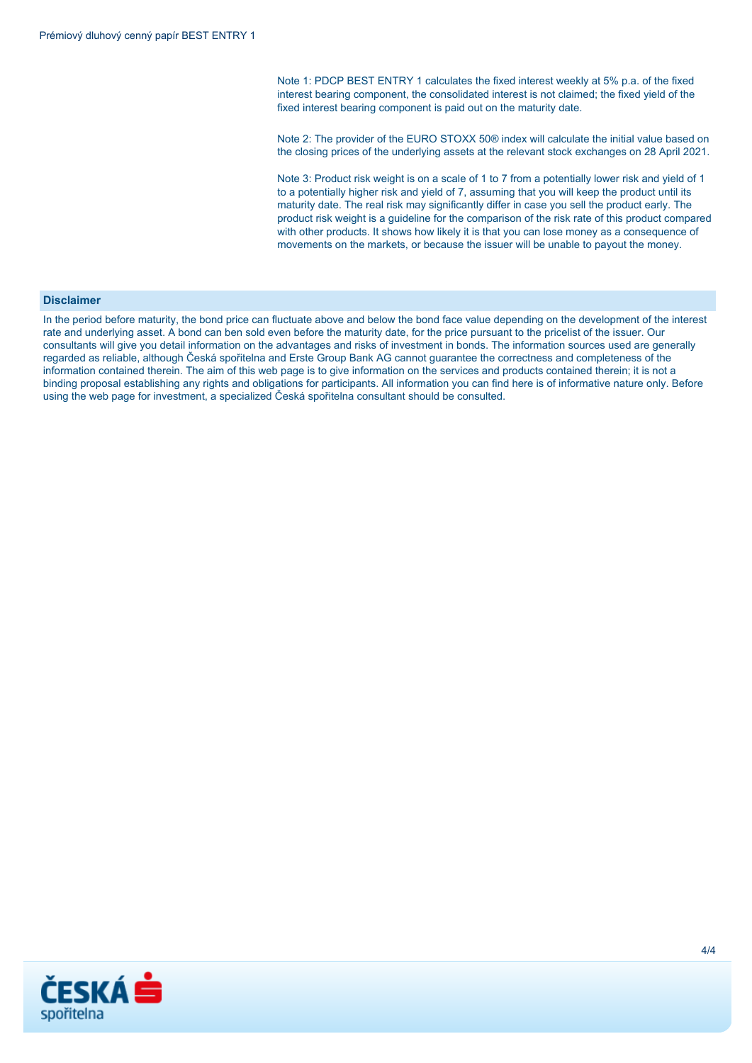Note 1: PDCP BEST ENTRY 1 calculates the fixed interest weekly at 5% p.a. of the fixed interest bearing component, the consolidated interest is not claimed; the fixed yield of the fixed interest bearing component is paid out on the maturity date.

Note 2: The provider of the EURO STOXX 50® index will calculate the initial value based on the closing prices of the underlying assets at the relevant stock exchanges on 28 April 2021.

Note 3: Product risk weight is on a scale of 1 to 7 from a potentially lower risk and yield of 1 to a potentially higher risk and yield of 7, assuming that you will keep the product until its maturity date. The real risk may significantly differ in case you sell the product early. The product risk weight is a guideline for the comparison of the risk rate of this product compared with other products. It shows how likely it is that you can lose money as a consequence of movements on the markets, or because the issuer will be unable to payout the money.

## Disclaimer

In the period before maturity, the bond price can fluctuate above and below the bond face value depending on the development of the interest rate and underlying asset. A bond can ben sold even before the maturity date, for the price pursuant to the pricelist of the issuer. Our consultants will give you detail information on the advantages and risks of investment in bonds. The information sources used are generally regarded as reliable, although Česká spořitelna and Erste Group Bank AG cannot guarantee the correctness and completeness of the information contained therein. The aim of this web page is to give information on the services and products contained therein; it is not a binding proposal establishing any rights and obligations for participants. All information you can find here is of informative nature only. Before using the web page for investment, a specialized Česká spořitelna consultant should be consulted.